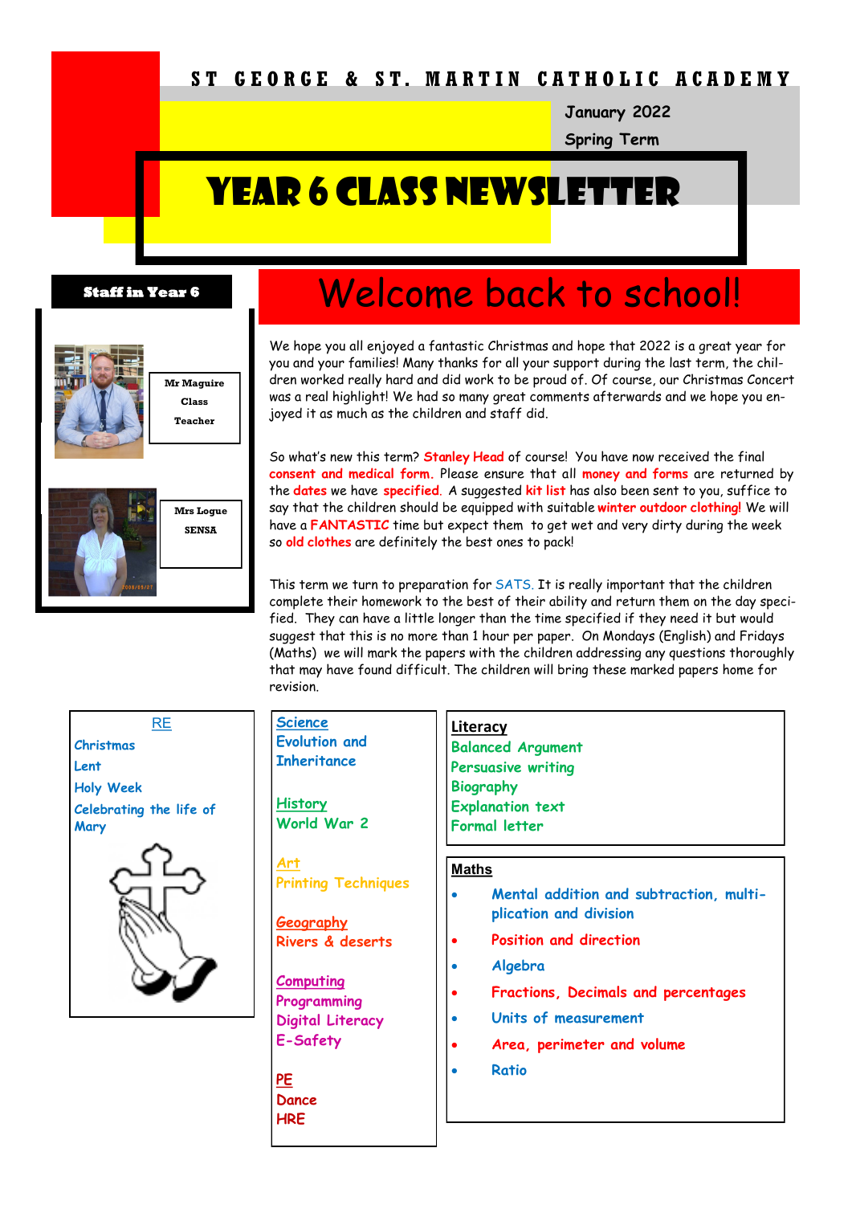# ST GEORGE & ST. MARTIN CATHOLIC ACADEMY

January 2022

Spring Term

# YEAR 6 CLASS NEWSLETTER

## Staff in Year 6

**Mr Maguire**
**Class Teacher**

**Mrs Logue**
**SENSA**

## Welcome back to school!

We hope you all enjoyed a fantastic Christmas and hope that 2022 is a great year for you and your families! Many thanks for all your support during the last term, the children worked really hard and did work to be proud of. Of course, our Christmas Concert was a real highlight! We had so many great comments afterwards and we hope you enjoyed it as much as the children and staff did.

So what's new this term? **Stanley Head** of course! You have now received the final **consent and medical form.** Please ensure that all **money and forms** are returned by the **dates** we have **specified**. A suggested **kit list** has also been sent to you, suffice to say that the children should be equipped with suitable **winter outdoor clothing!** We will have a **FANTASTIC** time but expect them to get wet and very dirty during the week so **old clothes** are definitely the best ones to pack!

This term we turn to preparation for SATS. It is really important that the children complete their homework to the best of their ability and return them on the day specified. They can have a little longer than the time specified if they need it but would suggest that this is no more than 1 hour per paper. On Mondays (English) and Fridays (Maths) we will mark the papers with the children addressing any questions thoroughly that may have found difficult. The children will bring these marked papers home for revision.

### RE
- Christmas
- Lent
- Holy Week
- Celebrating the life of Mary

### Science
Evolution and Inheritance

### History
World War 2

### Art
Printing Techniques

### Geography
Rivers & deserts

### Computing
- Programming
- Digital Literacy
- E-Safety

### PE
- Dance
- HRE

### Literacy
- Balanced Argument
- Persuasive writing
- Biography
- Explanation text
- Formal letter

### Maths
- Mental addition and subtraction, multiplication and division
- Position and direction
- Algebra
- Fractions, Decimals and percentages
- Units of measurement
- Area, perimeter and volume
- Ratio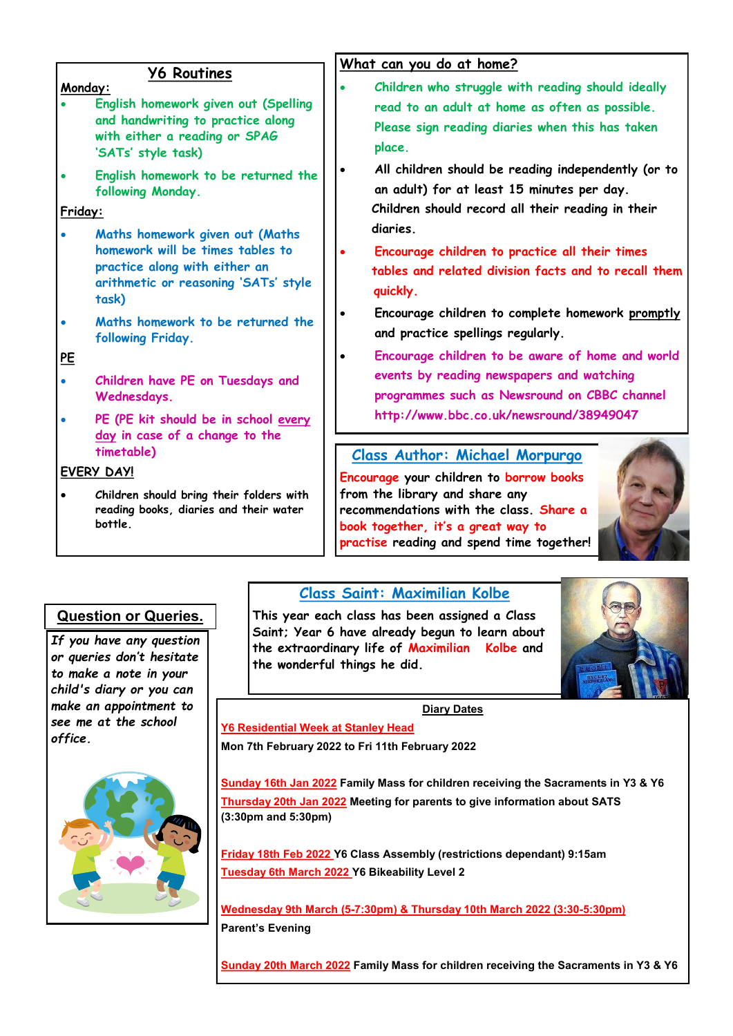## Y6 Routines

**Monday:**

- English homework given out (Spelling and handwriting to practice along with either a reading or SPAG 'SATs' style task)
- English homework to be returned the following Monday.

**Friday:**

- Maths homework given out (Maths homework will be times tables to practice along with either an arithmetic or reasoning 'SATs' style task)
- Maths homework to be returned the following Friday.

**PE**

- Children have PE on Tuesdays and Wednesdays.
- PE (PE kit should be in school every day in case of a change to the timetable)

**EVERY DAY!**

- Children should bring their folders with reading books, diaries and their water bottle.

## What can you do at home?

- Children who struggle with reading should ideally read to an adult at home as often as possible. Please sign reading diaries when this has taken place.
- All children should be reading independently (or to an adult) for at least 15 minutes per day. Children should record all their reading in their diaries.
- Encourage children to practice all their times tables and related division facts and to recall them quickly.
- Encourage children to complete homework promptly and practice spellings regularly.
- Encourage children to be aware of home and world events by reading newspapers and watching programmes such as Newsround on CBBC channel http://www.bbc.co.uk/newsround/38949047

## Class Author: Michael Morpurgo

Encourage your children to borrow books from the library and share any recommendations with the class. Share a book together, it's a great way to practise reading and spend time together!

## Question or Queries.

*If you have any question or queries don't hesitate to make a note in your child's diary or you can make an appointment to see me at the school office.*

## Class Saint: Maximilian Kolbe

This year each class has been assigned a Class Saint; Year 6 have already begun to learn about the extraordinary life of Maximilian Kolbe and the wonderful things he did.

**Diary Dates**

**Y6 Residential Week at Stanley Head**
**Mon 7th February 2022 to Fri 11th February 2022**

**Sunday 16th Jan 2022** **Family Mass for children receiving the Sacraments in Y3 & Y6**

**Thursday 20th Jan 2022** **Meeting for parents to give information about SATS (3:30pm and 5:30pm)**

**Friday 18th Feb 2022** **Y6 Class Assembly (restrictions dependant) 9:15am**

**Tuesday 6th March 2022** **Y6 Bikeability Level 2**

**Wednesday 9th March (5-7:30pm) & Thursday 10th March 2022 (3:30-5:30pm)**
**Parent's Evening**

**Sunday 20th March 2022** **Family Mass for children receiving the Sacraments in Y3 & Y6**